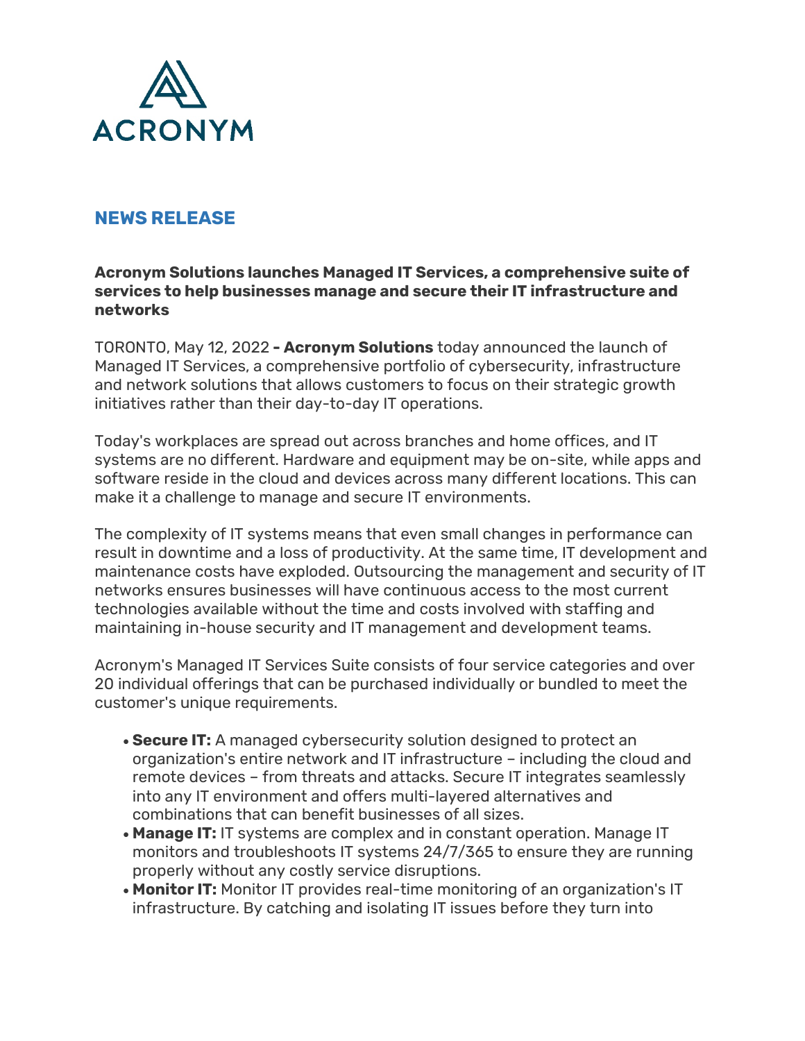ACRONYM

## NEWS RELEASE

**Acronym Solutions launches Managed IT Services, a comprehensive suite of services to help businesses manage and secure their IT infrastructure and networks**

TORONTO, May 12, 2022 **- Acronym Solutions** today announced the launch of Managed IT Services, a comprehensive portfolio of cybersecurity, infrastructure and network solutions that allows customers to focus on their strategic growth initiatives rather than their day-to-day IT operations.

Today's workplaces are spread out across branches and home offices, and IT systems are no different. Hardware and equipment may be on-site, while apps and software reside in the cloud and devices across many different locations. This can make it a challenge to manage and secure IT environments.

The complexity of IT systems means that even small changes in performance can result in downtime and a loss of productivity. At the same time, IT development and maintenance costs have exploded. Outsourcing the management and security of IT networks ensures businesses will have continuous access to the most current technologies available without the time and costs involved with staffing and maintaining in-house security and IT management and development teams.

Acronym's Managed IT Services Suite consists of four service categories and over 20 individual offerings that can be purchased individually or bundled to meet the customer's unique requirements.

- **Secure IT:** A managed cybersecurity solution designed to protect an organization's entire network and IT infrastructure – including the cloud and remote devices – from threats and attacks. Secure IT integrates seamlessly into any IT environment and offers multi-layered alternatives and combinations that can benefit businesses of all sizes.
- **Manage IT:** IT systems are complex and in constant operation. Manage IT monitors and troubleshoots IT systems 24/7/365 to ensure they are running properly without any costly service disruptions.
- **Monitor IT:** Monitor IT provides real-time monitoring of an organization's IT infrastructure. By catching and isolating IT issues before they turn into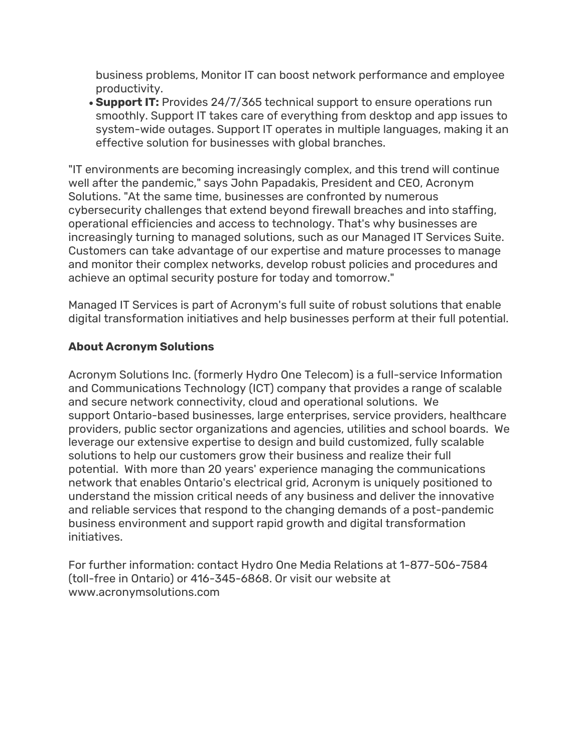business problems, Monitor IT can boost network performance and employee productivity.

- **Support IT:** Provides 24/7/365 technical support to ensure operations run smoothly. Support IT takes care of everything from desktop and app issues to system-wide outages. Support IT operates in multiple languages, making it an effective solution for businesses with global branches.

"IT environments are becoming increasingly complex, and this trend will continue well after the pandemic," says John Papadakis, President and CEO, Acronym Solutions. "At the same time, businesses are confronted by numerous cybersecurity challenges that extend beyond firewall breaches and into staffing, operational efficiencies and access to technology. That's why businesses are increasingly turning to managed solutions, such as our Managed IT Services Suite. Customers can take advantage of our expertise and mature processes to manage and monitor their complex networks, develop robust policies and procedures and achieve an optimal security posture for today and tomorrow."

Managed IT Services is part of Acronym's full suite of robust solutions that enable digital transformation initiatives and help businesses perform at their full potential.

**About Acronym Solutions**

Acronym Solutions Inc. (formerly Hydro One Telecom) is a full-service Information and Communications Technology (ICT) company that provides a range of scalable and secure network connectivity, cloud and operational solutions. We support Ontario-based businesses, large enterprises, service providers, healthcare providers, public sector organizations and agencies, utilities and school boards. We leverage our extensive expertise to design and build customized, fully scalable solutions to help our customers grow their business and realize their full potential. With more than 20 years' experience managing the communications network that enables Ontario's electrical grid, Acronym is uniquely positioned to understand the mission critical needs of any business and deliver the innovative and reliable services that respond to the changing demands of a post-pandemic business environment and support rapid growth and digital transformation initiatives.

For further information: contact Hydro One Media Relations at 1-877-506-7584 (toll-free in Ontario) or 416-345-6868. Or visit our website at www.acronymsolutions.com